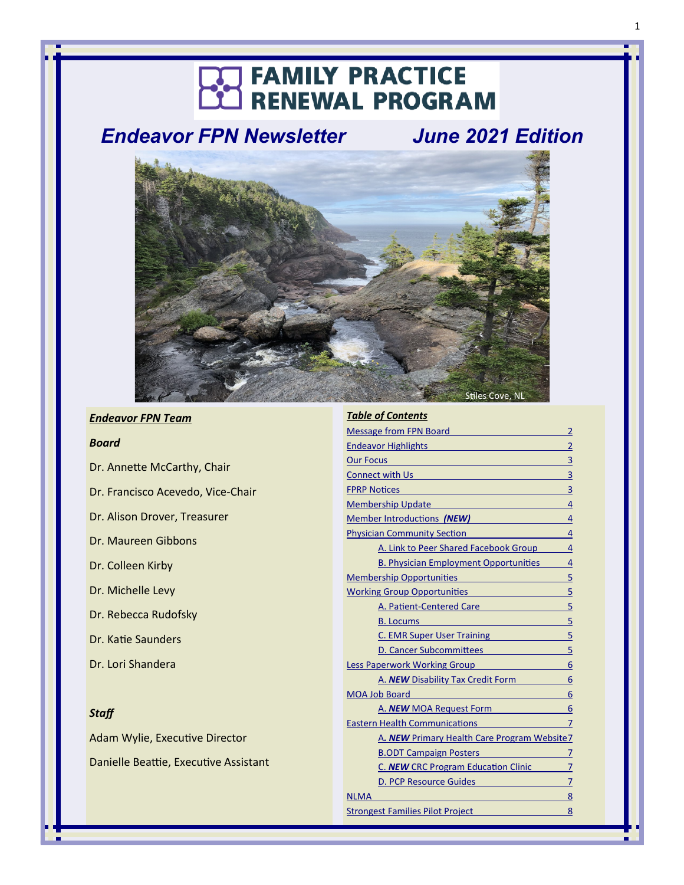# FAMILY PRACTICE RENEWAL PROGRAM

## *Endeavor FPN Newsletter* *June 2021 Edition*

Stiles Cove, NL

***Endeavor FPN Team***

***Board***

Dr. Annette McCarthy, Chair

Dr. Francisco Acevedo, Vice-Chair

Dr. Alison Drover, Treasurer

Dr. Maureen Gibbons

Dr. Colleen Kirby

Dr. Michelle Levy

Dr. Rebecca Rudofsky

Dr. Katie Saunders

Dr. Lori Shandera

***Staff***

Adam Wylie, Executive Director

Danielle Beattie, Executive Assistant

***Table of Contents***

| | |
|---|---|
| Message from FPN Board | 2 |
| Endeavor Highlights | 2 |
| Our Focus | 3 |
| Connect with Us | 3 |
| FPRP Notices | 3 |
| Membership Update | 4 |
| Member Introductions ***(NEW)*** | 4 |
| Physician Community Section | 4 |
| A. Link to Peer Shared Facebook Group | 4 |
| B. Physician Employment Opportunities | 4 |
| Membership Opportunities | 5 |
| Working Group Opportunities | 5 |
| A. Patient-Centered Care | 5 |
| B. Locums | 5 |
| C. EMR Super User Training | 5 |
| D. Cancer Subcommittees | 5 |
| Less Paperwork Working Group | 6 |
| A. ***NEW*** Disability Tax Credit Form | 6 |
| MOA Job Board | 6 |
| A. ***NEW*** MOA Request Form | 6 |
| Eastern Health Communications | 7 |
| A. ***NEW*** Primary Health Care Program Website | 7 |
| B.ODT Campaign Posters | 7 |
| C. ***NEW*** CRC Program Education Clinic | 7 |
| D. PCP Resource Guides | 7 |
| NLMA | 8 |
| Strongest Families Pilot Project | 8 |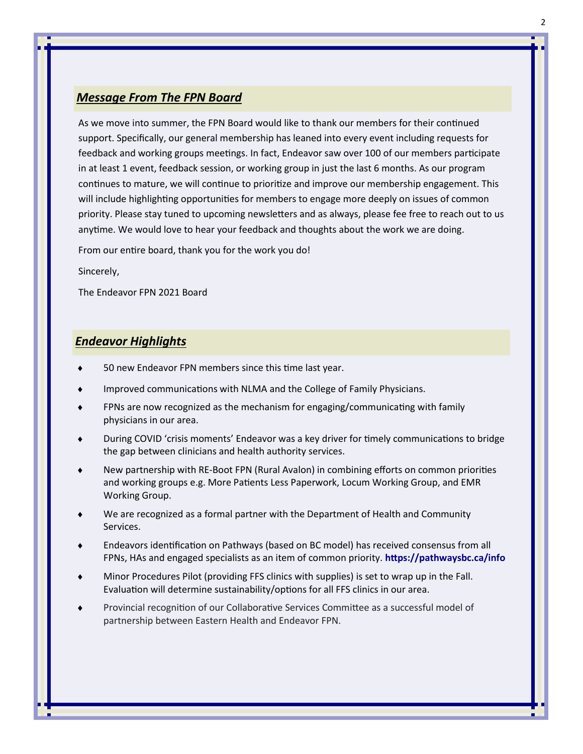## ***Message From The FPN Board***

As we move into summer, the FPN Board would like to thank our members for their continued support. Specifically, our general membership has leaned into every event including requests for feedback and working groups meetings. In fact, Endeavor saw over 100 of our members participate in at least 1 event, feedback session, or working group in just the last 6 months. As our program continues to mature, we will continue to prioritize and improve our membership engagement. This will include highlighting opportunities for members to engage more deeply on issues of common priority. Please stay tuned to upcoming newsletters and as always, please fee free to reach out to us anytime. We would love to hear your feedback and thoughts about the work we are doing.

From our entire board, thank you for the work you do!

Sincerely,

The Endeavor FPN 2021 Board

## ***Endeavor Highlights***

- 50 new Endeavor FPN members since this time last year.
- Improved communications with NLMA and the College of Family Physicians.
- FPNs are now recognized as the mechanism for engaging/communicating with family physicians in our area.
- During COVID 'crisis moments' Endeavor was a key driver for timely communications to bridge the gap between clinicians and health authority services.
- New partnership with RE-Boot FPN (Rural Avalon) in combining efforts on common priorities and working groups e.g. More Patients Less Paperwork, Locum Working Group, and EMR Working Group.
- We are recognized as a formal partner with the Department of Health and Community Services.
- Endeavors identification on Pathways (based on BC model) has received consensus from all FPNs, HAs and engaged specialists as an item of common priority. **https://pathwaysbc.ca/info**
- Minor Procedures Pilot (providing FFS clinics with supplies) is set to wrap up in the Fall. Evaluation will determine sustainability/options for all FFS clinics in our area.
- Provincial recognition of our Collaborative Services Committee as a successful model of partnership between Eastern Health and Endeavor FPN.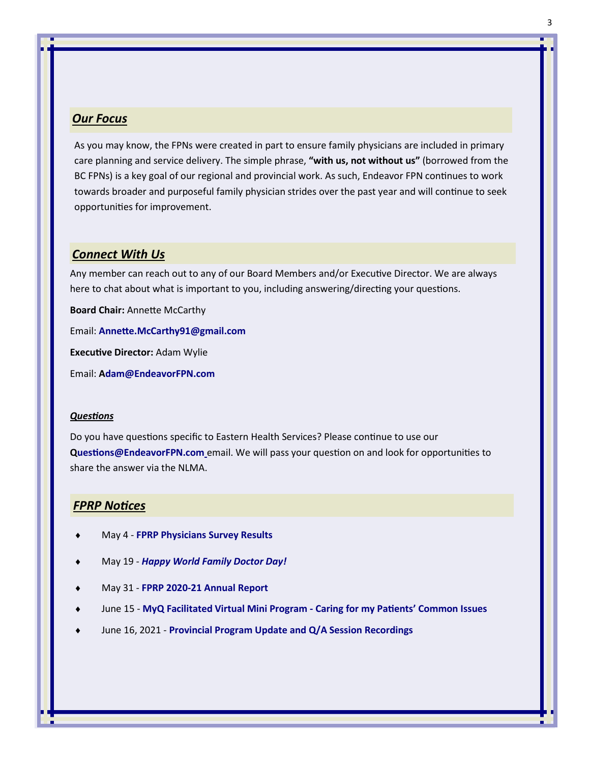## ***Our Focus***

As you may know, the FPNs were created in part to ensure family physicians are included in primary care planning and service delivery. The simple phrase, **"with us, not without us"** (borrowed from the BC FPNs) is a key goal of our regional and provincial work. As such, Endeavor FPN continues to work towards broader and purposeful family physician strides over the past year and will continue to seek opportunities for improvement.

## ***Connect With Us***

Any member can reach out to any of our Board Members and/or Executive Director. We are always here to chat about what is important to you, including answering/directing your questions.

**Board Chair:** Annette McCarthy

Email: **Annette.McCarthy91@gmail.com**

**Executive Director:** Adam Wylie

Email: **Adam@EndeavorFPN.com**

### ***Questions***

Do you have questions specific to Eastern Health Services? Please continue to use our **Questions@EndeavorFPN.com** email. We will pass your question on and look for opportunities to share the answer via the NLMA.

## ***FPRP Notices***

- May 4 - **FPRP Physicians Survey Results**
- May 19 - ***Happy World Family Doctor Day!***
- May 31 - **FPRP 2020-21 Annual Report**
- June 15 - **MyQ Facilitated Virtual Mini Program - Caring for my Patients' Common Issues**
- June 16, 2021 - **Provincial Program Update and Q/A Session Recordings**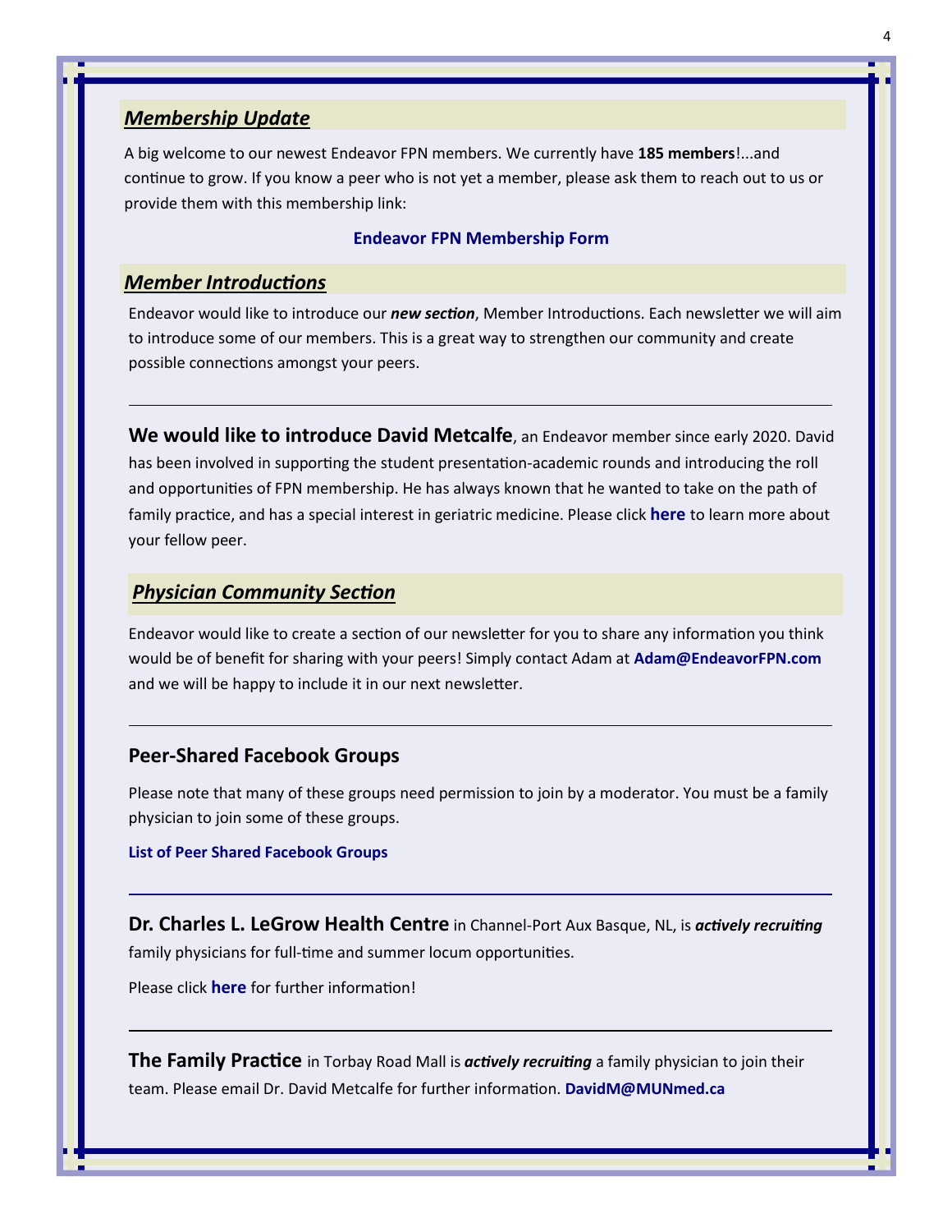## ***Membership Update***

A big welcome to our newest Endeavor FPN members. We currently have **185 members**!...and continue to grow. If you know a peer who is not yet a member, please ask them to reach out to us or provide them with this membership link:

**Endeavor FPN Membership Form**

## ***Member Introductions***

Endeavor would like to introduce our ***new section***, Member Introductions. Each newsletter we will aim to introduce some of our members. This is a great way to strengthen our community and create possible connections amongst your peers.

---

**We would like to introduce David Metcalfe**, an Endeavor member since early 2020. David has been involved in supporting the student presentation-academic rounds and introducing the roll and opportunities of FPN membership. He has always known that he wanted to take on the path of family practice, and has a special interest in geriatric medicine. Please click **here** to learn more about your fellow peer.

## ***Physician Community Section***

Endeavor would like to create a section of our newsletter for you to share any information you think would be of benefit for sharing with your peers! Simply contact Adam at **Adam@EndeavorFPN.com** and we will be happy to include it in our next newsletter.

---

### Peer-Shared Facebook Groups

Please note that many of these groups need permission to join by a moderator. You must be a family physician to join some of these groups.

**List of Peer Shared Facebook Groups**

---

**Dr. Charles L. LeGrow Health Centre** in Channel-Port Aux Basque, NL, is ***actively recruiting*** family physicians for full-time and summer locum opportunities.

Please click **here** for further information!

---

**The Family Practice** in Torbay Road Mall is ***actively recruiting*** a family physician to join their team. Please email Dr. David Metcalfe for further information. **DavidM@MUNmed.ca**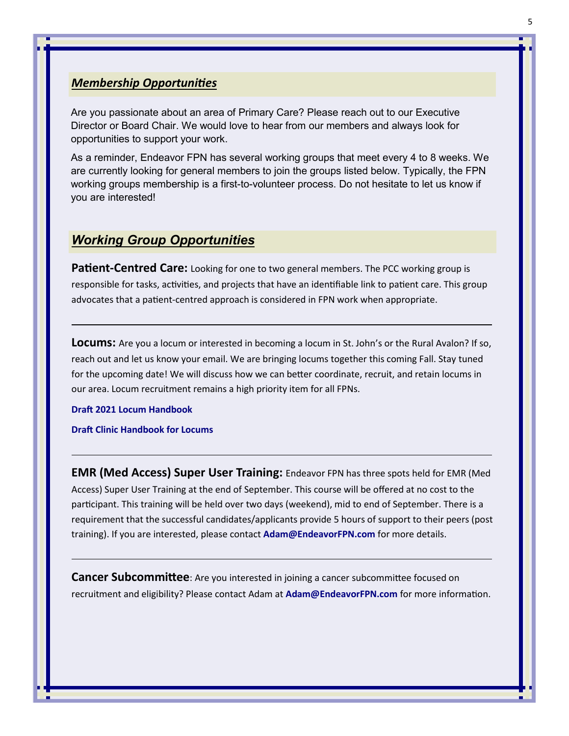## ***Membership Opportunities***

Are you passionate about an area of Primary Care? Please reach out to our Executive Director or Board Chair. We would love to hear from our members and always look for opportunities to support your work.

As a reminder, Endeavor FPN has several working groups that meet every 4 to 8 weeks. We are currently looking for general members to join the groups listed below. Typically, the FPN working groups membership is a first-to-volunteer process. Do not hesitate to let us know if you are interested!

## ***Working Group Opportunities***

**Patient-Centred Care:** Looking for one to two general members. The PCC working group is responsible for tasks, activities, and projects that have an identifiable link to patient care. This group advocates that a patient-centred approach is considered in FPN work when appropriate.

---

**Locums:** Are you a locum or interested in becoming a locum in St. John's or the Rural Avalon? If so, reach out and let us know your email. We are bringing locums together this coming Fall. Stay tuned for the upcoming date! We will discuss how we can better coordinate, recruit, and retain locums in our area. Locum recruitment remains a high priority item for all FPNs.

**Draft 2021 Locum Handbook**

**Draft Clinic Handbook for Locums**

---

**EMR (Med Access) Super User Training:** Endeavor FPN has three spots held for EMR (Med Access) Super User Training at the end of September. This course will be offered at no cost to the participant. This training will be held over two days (weekend), mid to end of September. There is a requirement that the successful candidates/applicants provide 5 hours of support to their peers (post training). If you are interested, please contact **Adam@EndeavorFPN.com** for more details.

---

**Cancer Subcommittee**: Are you interested in joining a cancer subcommittee focused on recruitment and eligibility? Please contact Adam at **Adam@EndeavorFPN.com** for more information.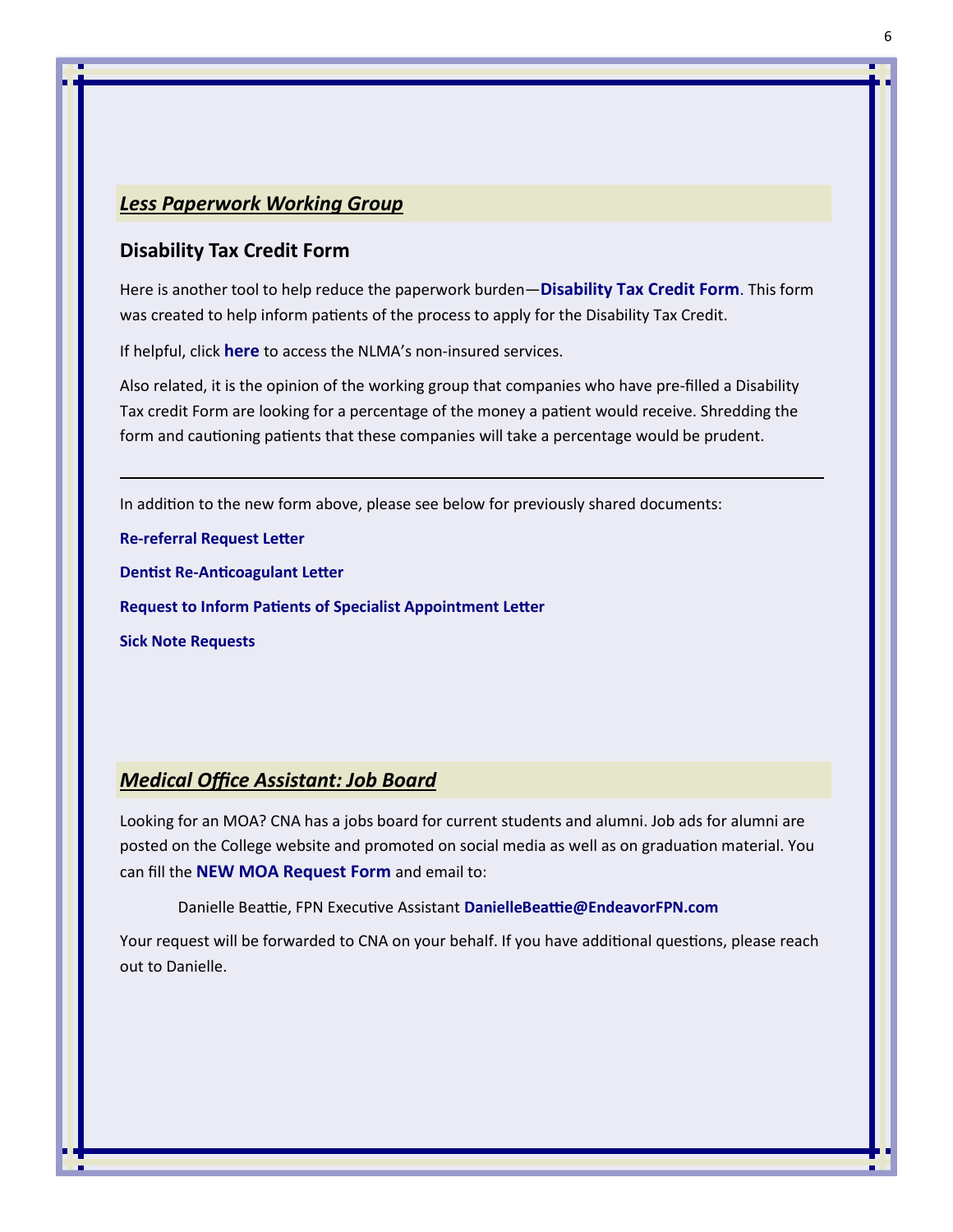## ***Less Paperwork Working Group***

### Disability Tax Credit Form

Here is another tool to help reduce the paperwork burden—**Disability Tax Credit Form**. This form was created to help inform patients of the process to apply for the Disability Tax Credit.

If helpful, click **here** to access the NLMA's non-insured services.

Also related, it is the opinion of the working group that companies who have pre-filled a Disability Tax credit Form are looking for a percentage of the money a patient would receive. Shredding the form and cautioning patients that these companies will take a percentage would be prudent.

---

In addition to the new form above, please see below for previously shared documents:

**Re-referral Request Letter**

**Dentist Re-Anticoagulant Letter**

**Request to Inform Patients of Specialist Appointment Letter**

**Sick Note Requests**

## ***Medical Office Assistant: Job Board***

Looking for an MOA? CNA has a jobs board for current students and alumni. Job ads for alumni are posted on the College website and promoted on social media as well as on graduation material. You can fill the **NEW MOA Request Form** and email to:

Danielle Beattie, FPN Executive Assistant **DanielleBeattie@EndeavorFPN.com**

Your request will be forwarded to CNA on your behalf. If you have additional questions, please reach out to Danielle.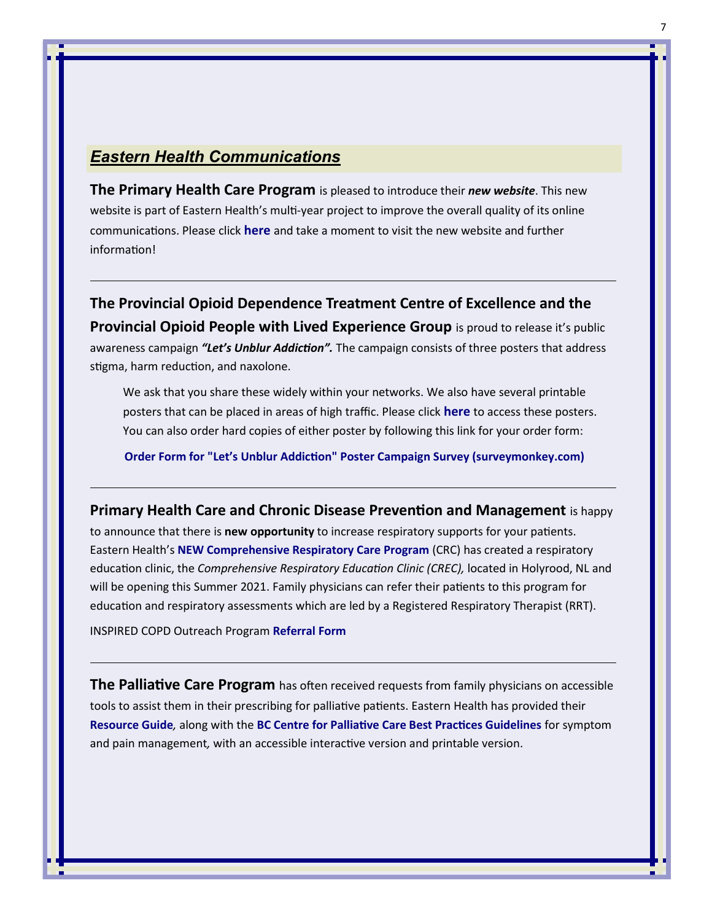## ***Eastern Health Communications***

**The Primary Health Care Program** is pleased to introduce their ***new website***. This new website is part of Eastern Health's multi-year project to improve the overall quality of its online communications. Please click **here** and take a moment to visit the new website and further information!

---

**The Provincial Opioid Dependence Treatment Centre of Excellence and the Provincial Opioid People with Lived Experience Group** is proud to release it's public awareness campaign ***"Let's Unblur Addiction".*** The campaign consists of three posters that address stigma, harm reduction, and naxolone.

> We ask that you share these widely within your networks. We also have several printable posters that can be placed in areas of high traffic. Please click **here** to access these posters. You can also order hard copies of either poster by following this link for your order form:
>
> **Order Form for "Let's Unblur Addiction" Poster Campaign Survey (surveymonkey.com)**

---

**Primary Health Care and Chronic Disease Prevention and Management** is happy to announce that there is **new opportunity** to increase respiratory supports for your patients. Eastern Health's **NEW Comprehensive Respiratory Care Program** (CRC) has created a respiratory education clinic, the *Comprehensive Respiratory Education Clinic (CREC),* located in Holyrood, NL and will be opening this Summer 2021. Family physicians can refer their patients to this program for education and respiratory assessments which are led by a Registered Respiratory Therapist (RRT).

INSPIRED COPD Outreach Program **Referral Form**

---

**The Palliative Care Program** has often received requests from family physicians on accessible tools to assist them in their prescribing for palliative patients. Eastern Health has provided their **Resource Guide***,* along with the **BC Centre for Palliative Care Best Practices Guidelines** for symptom and pain management*,* with an accessible interactive version and printable version.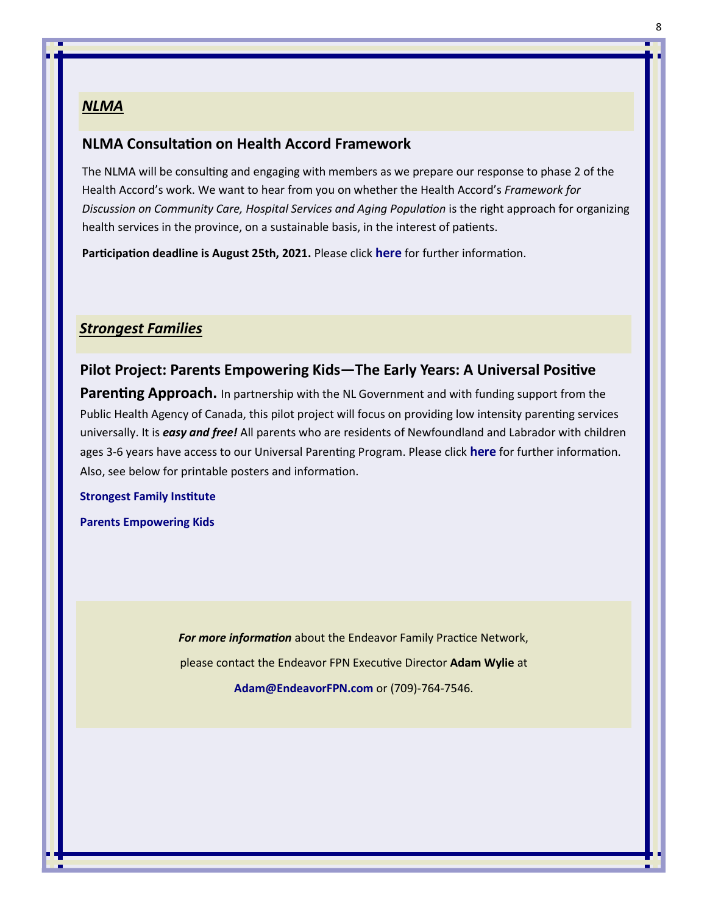## ***NLMA***

### NLMA Consultation on Health Accord Framework

The NLMA will be consulting and engaging with members as we prepare our response to phase 2 of the Health Accord's work. We want to hear from you on whether the Health Accord's *Framework for Discussion on Community Care, Hospital Services and Aging Population* is the right approach for organizing health services in the province, on a sustainable basis, in the interest of patients.

**Participation deadline is August 25th, 2021.** Please click **here** for further information.

## ***Strongest Families***

**Pilot Project: Parents Empowering Kids—The Early Years: A Universal Positive Parenting Approach.** In partnership with the NL Government and with funding support from the Public Health Agency of Canada, this pilot project will focus on providing low intensity parenting services universally. It is ***easy and free!*** All parents who are residents of Newfoundland and Labrador with children ages 3-6 years have access to our Universal Parenting Program. Please click **here** for further information. Also, see below for printable posters and information.

**Strongest Family Institute**

**Parents Empowering Kids**

***For more information*** about the Endeavor Family Practice Network,

please contact the Endeavor FPN Executive Director **Adam Wylie** at

**Adam@EndeavorFPN.com** or (709)-764-7546.